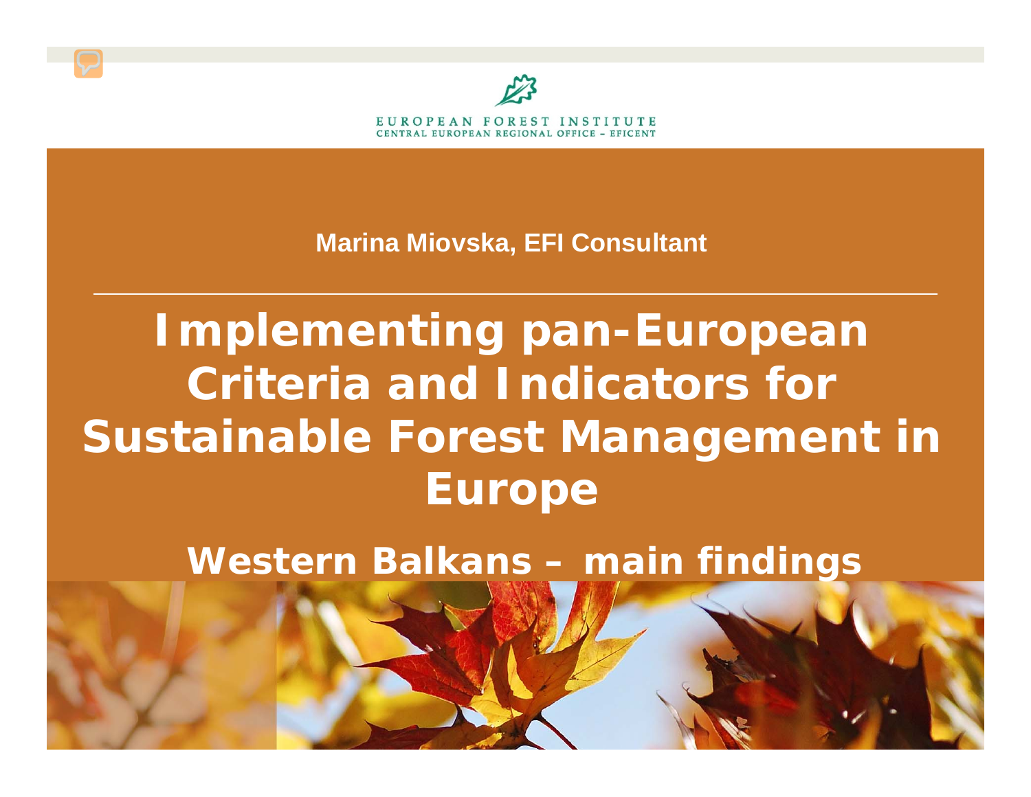EUROPEAN FOREST INSTITUTE
CENTRAL EUROPEAN REGIONAL OFFICE – EFICENT

**Marina Miovska, EFI Consultant**

# Implementing pan-European Criteria and Indicators for Sustainable Forest Management in Europe

## Western Balkans – main findings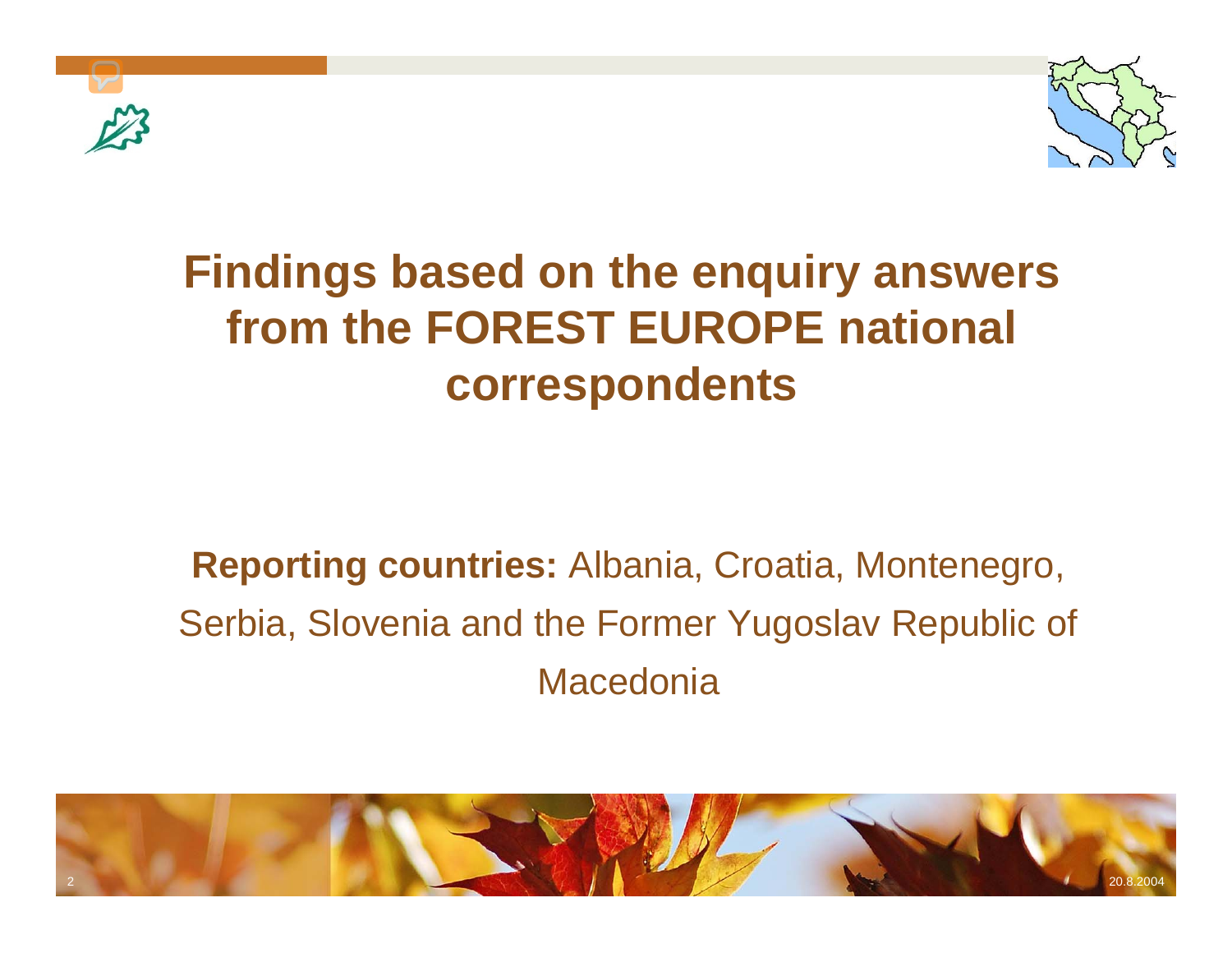# Findings based on the enquiry answers from the FOREST EUROPE national correspondents

**Reporting countries:** Albania, Croatia, Montenegro, Serbia, Slovenia and the Former Yugoslav Republic of Macedonia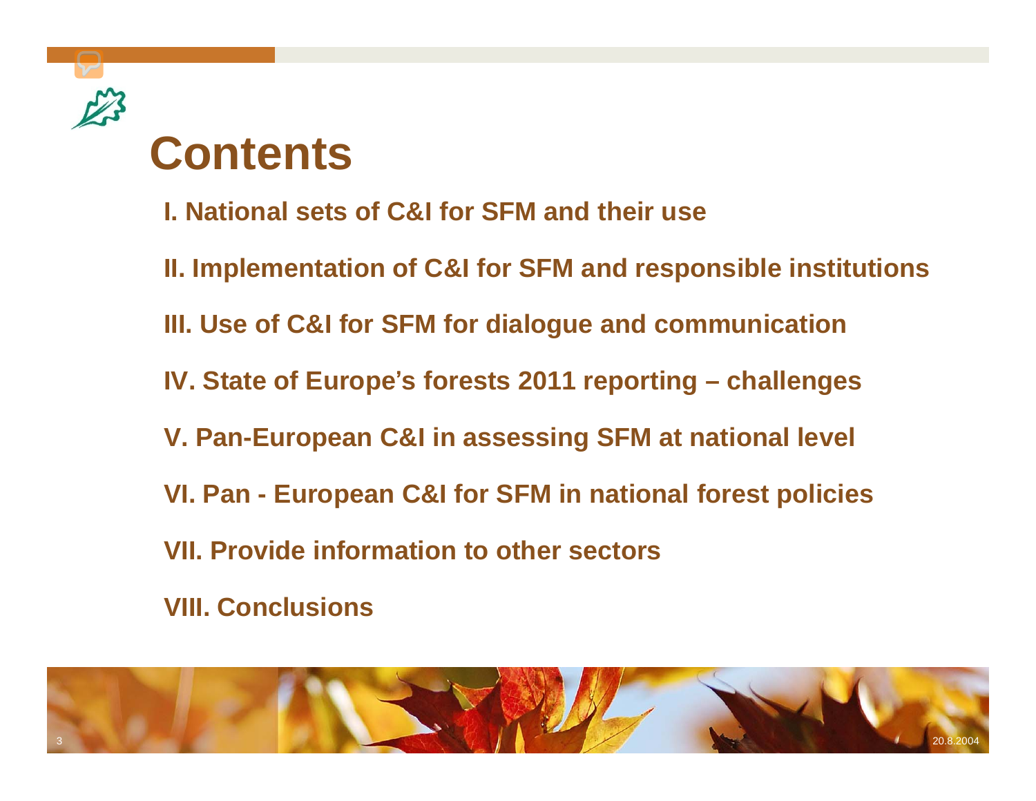# Contents

**I. National sets of C&I for SFM and their use**

**II. Implementation of C&I for SFM and responsible institutions**

**III. Use of C&I for SFM for dialogue and communication**

**IV. State of Europe's forests 2011 reporting – challenges**

**V. Pan-European C&I in assessing SFM at national level**

**VI. Pan - European C&I for SFM in national forest policies**

**VII. Provide information to other sectors**

**VIII. Conclusions**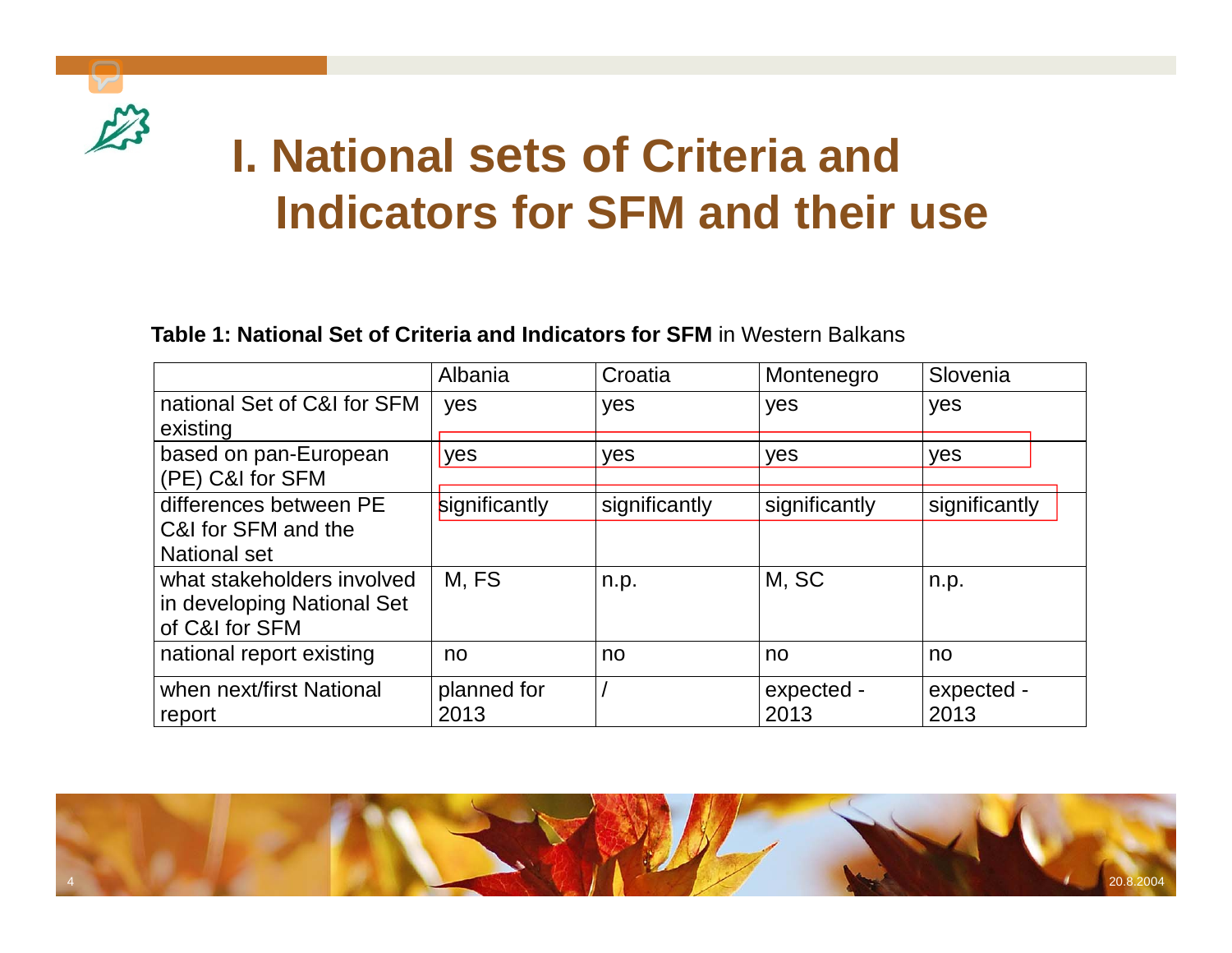# I. National sets of Criteria and Indicators for SFM and their use

**Table 1: National Set of Criteria and Indicators for SFM** in Western Balkans

| | Albania | Croatia | Montenegro | Slovenia |
|---|---|---|---|---|
| national Set of C&I for SFM existing | yes | yes | yes | yes |
| based on pan-European (PE) C&I for SFM | yes | yes | yes | yes |
| differences between PE C&I for SFM and the National set | significantly | significantly | significantly | significantly |
| what stakeholders involved in developing National Set of C&I for SFM | M, FS | n.p. | M, SC | n.p. |
| national report existing | no | no | no | no |
| when next/first National report | planned for 2013 | / | expected - 2013 | expected - 2013 |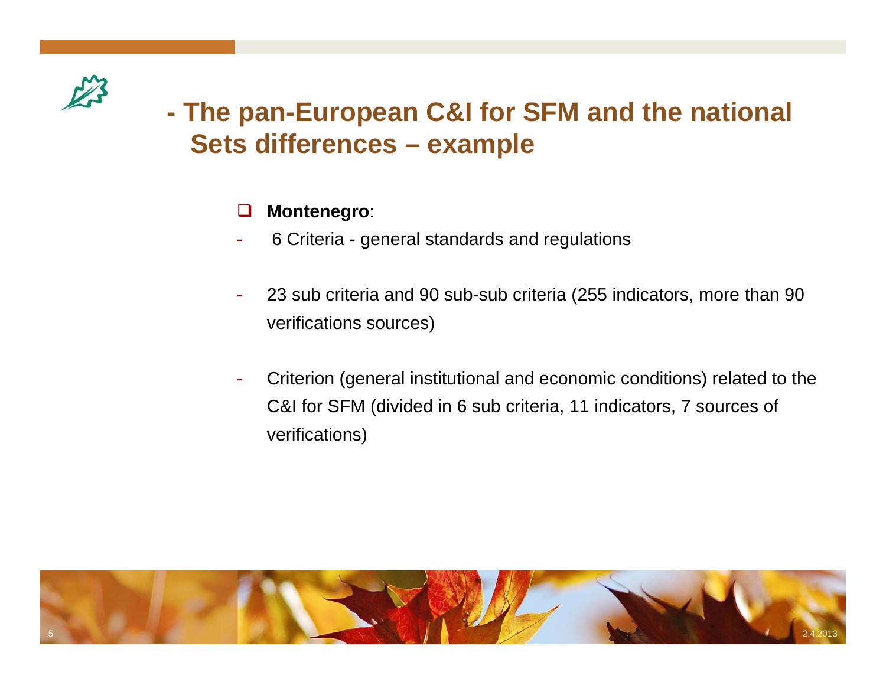# - The pan-European C&I for SFM and the national Sets differences – example

- **Montenegro**:
  - 6 Criteria - general standards and regulations
  - 23 sub criteria and 90 sub-sub criteria (255 indicators, more than 90 verifications sources)
  - Criterion (general institutional and economic conditions) related to the C&I for SFM (divided in 6 sub criteria, 11 indicators, 7 sources of verifications)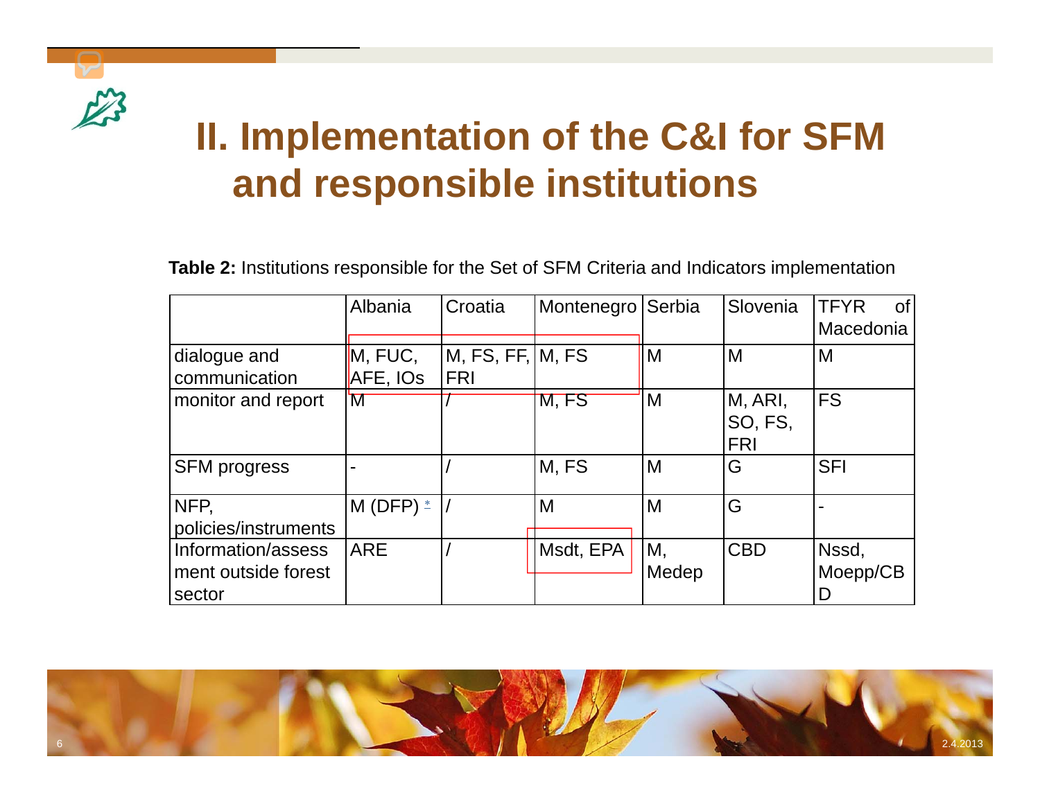# II. Implementation of the C&I for SFM and responsible institutions

**Table 2:** Institutions responsible for the Set of SFM Criteria and Indicators implementation

| | Albania | Croatia | Montenegro | Serbia | Slovenia | TFYR of Macedonia |
|---|---|---|---|---|---|---|
| dialogue and communication | M, FUC, AFE, IOs | M, FS, FF, FRI | M, FS | M | M | M |
| monitor and report | M | / | M, FS | M | M, ARI, SO, FS, FRI | FS |
| SFM progress | - | / | M, FS | M | G | SFI |
| NFP, policies/instruments | M (DFP) * | / | M | M | G | - |
| Information/assessment outside forest sector | ARE | / | Msdt, EPA | M, Medep | CBD | Nssd, Moepp/CBD |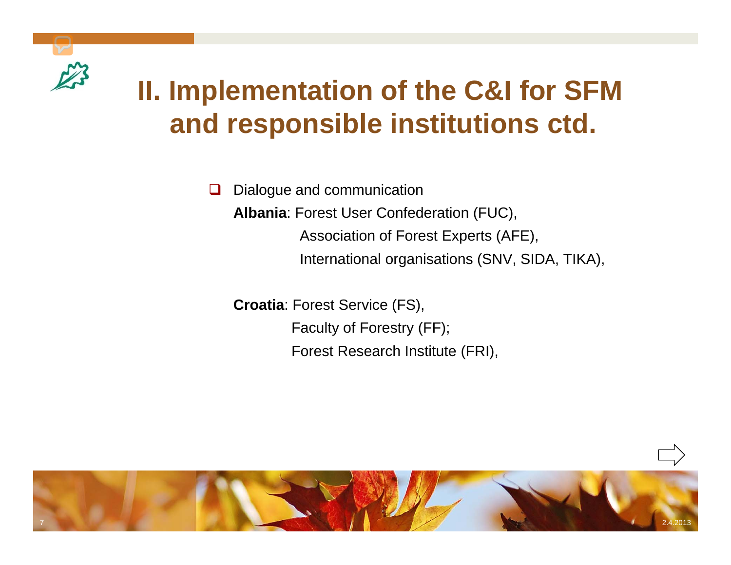# II. Implementation of the C&I for SFM and responsible institutions ctd.

- Dialogue and communication

  **Albania**: Forest User Confederation (FUC),
  Association of Forest Experts (AFE),
  International organisations (SNV, SIDA, TIKA),

  **Croatia**: Forest Service (FS),
  Faculty of Forestry (FF);
  Forest Research Institute (FRI),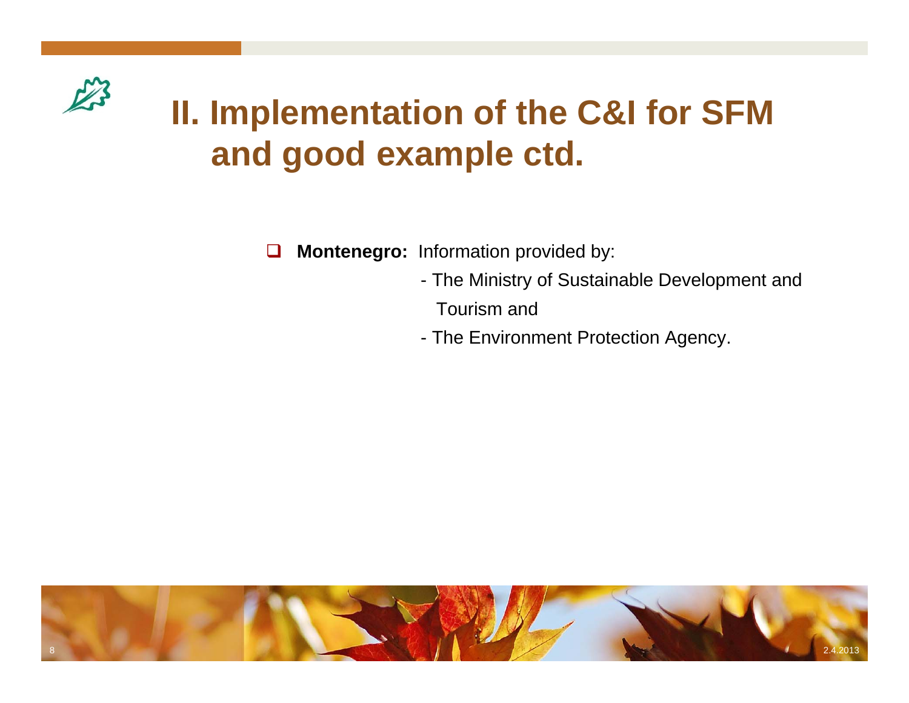# II. Implementation of the C&I for SFM and good example ctd.

- **Montenegro:** Information provided by:
  - The Ministry of Sustainable Development and Tourism and
  - The Environment Protection Agency.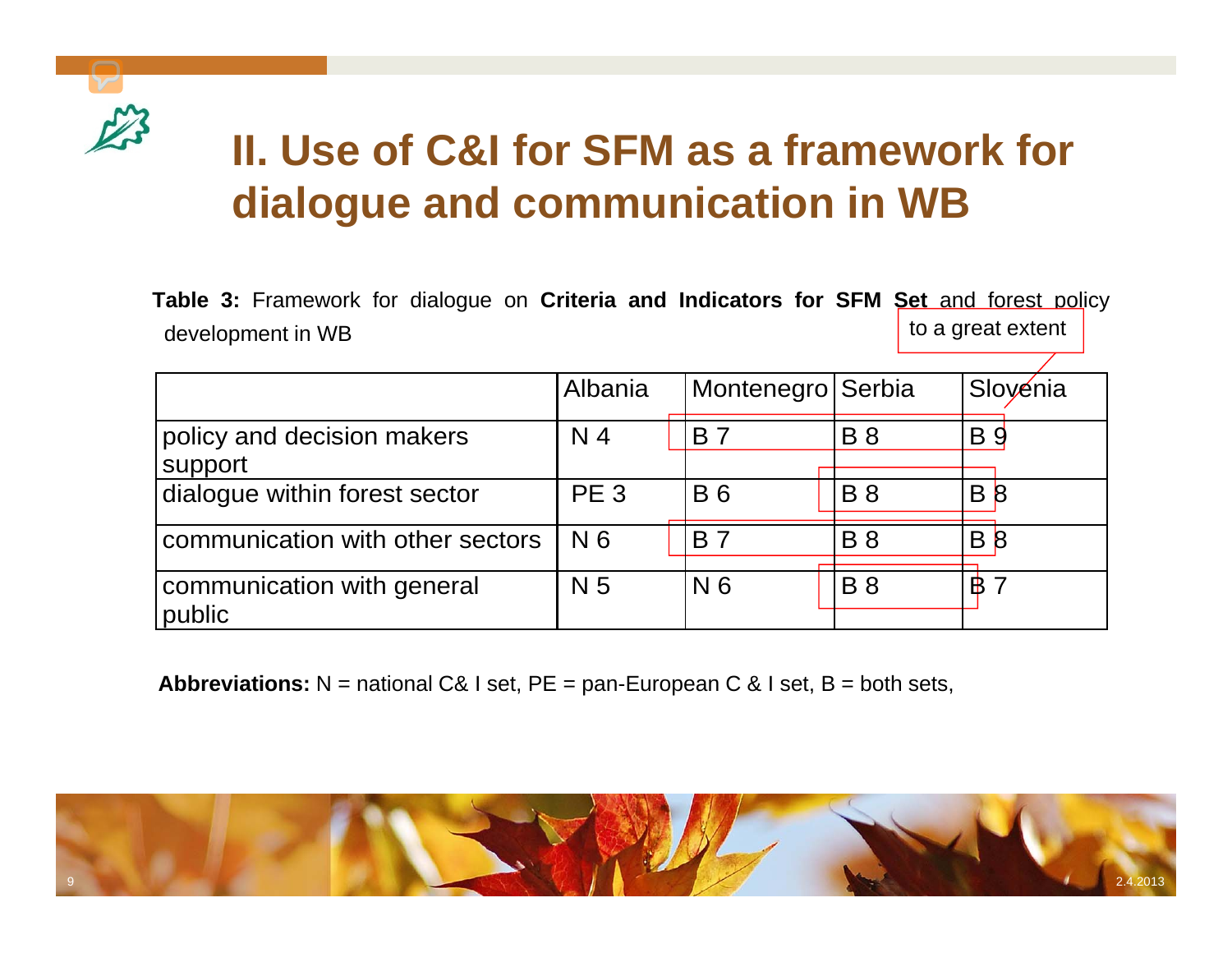# II. Use of C&I for SFM as a framework for dialogue and communication in WB

**Table 3:** Framework for dialogue on **Criteria and Indicators for SFM Set** and forest policy development in WB

to a great extent

| | Albania | Montenegro | Serbia | Slovenia |
|---|---|---|---|---|
| policy and decision makers support | N 4 | B 7 | B 8 | B 9 |
| dialogue within forest sector | PE 3 | B 6 | B 8 | B 8 |
| communication with other sectors | N 6 | B 7 | B 8 | B 8 |
| communication with general public | N 5 | N 6 | B 8 | B 7 |

**Abbreviations:** N = national C& I set, PE = pan-European C & I set, B = both sets,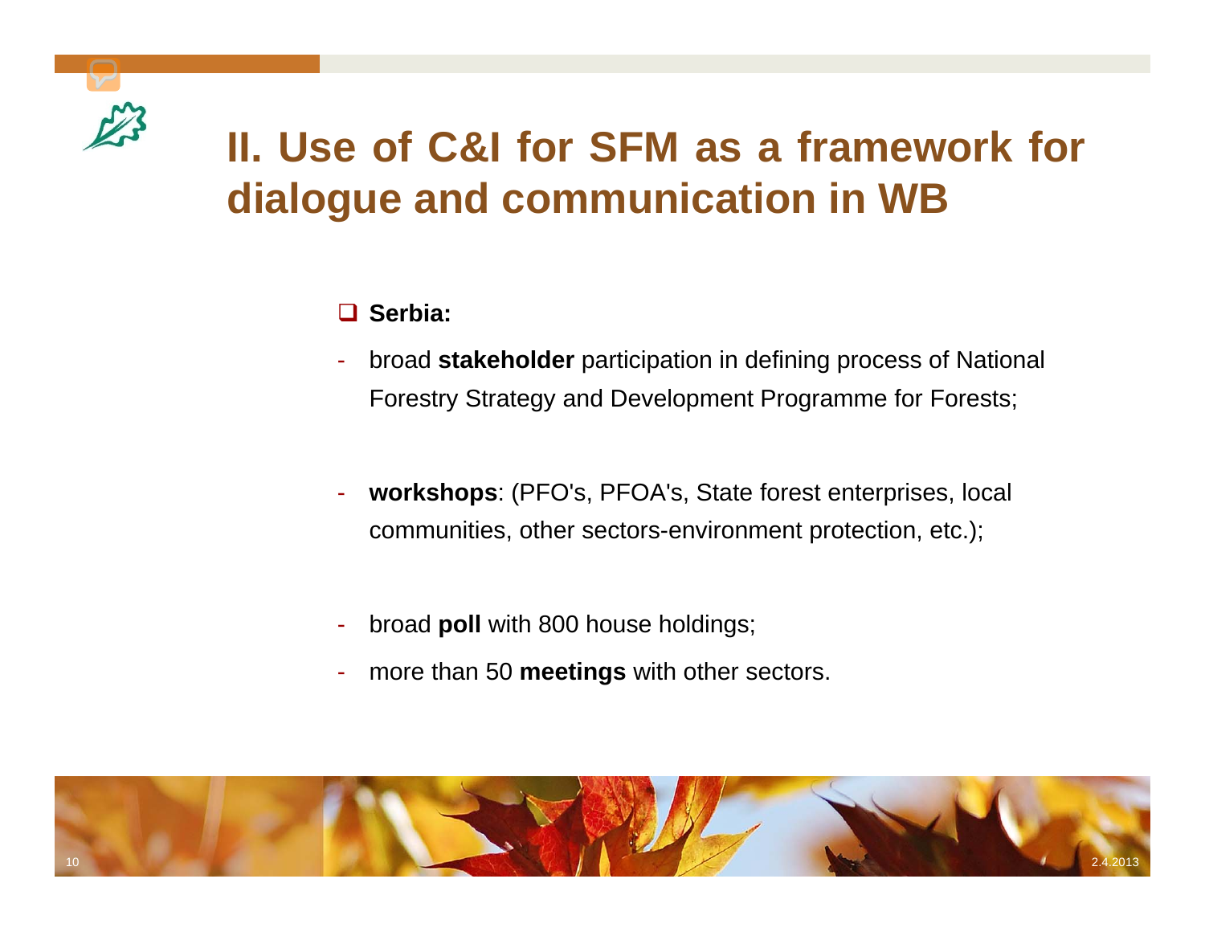# II. Use of C&I for SFM as a framework for dialogue and communication in WB

- **Serbia:**

- broad **stakeholder** participation in defining process of National Forestry Strategy and Development Programme for Forests;
- **workshops**: (PFO's, PFOA's, State forest enterprises, local communities, other sectors-environment protection, etc.);
- broad **poll** with 800 house holdings;
- more than 50 **meetings** with other sectors.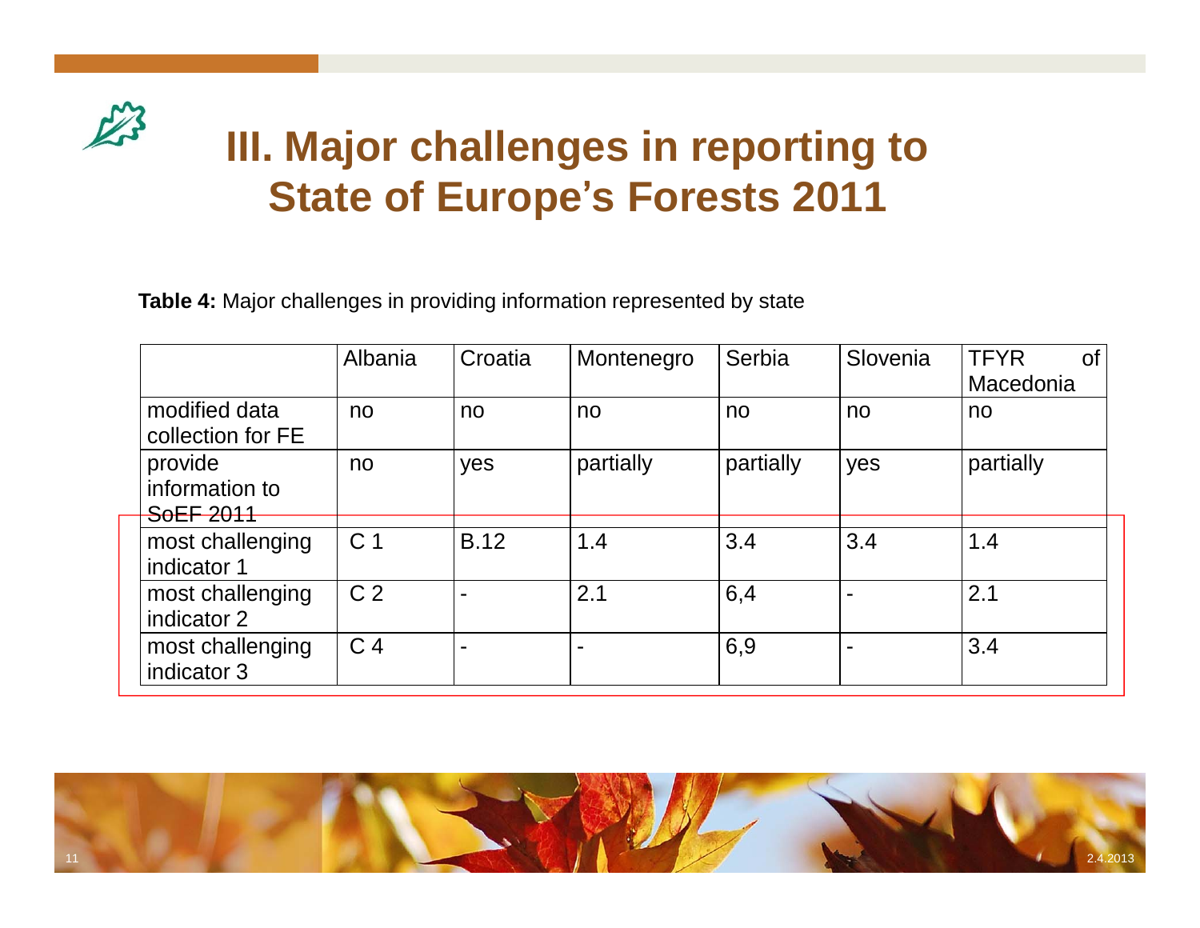# III. Major challenges in reporting to State of Europe's Forests 2011

**Table 4:** Major challenges in providing information represented by state

| | Albania | Croatia | Montenegro | Serbia | Slovenia | TFYR of Macedonia |
|---|---|---|---|---|---|---|
| modified data collection for FE | no | no | no | no | no | no |
| provide information to SoEF 2011 | no | yes | partially | partially | yes | partially |
| most challenging indicator 1 | C 1 | B.12 | 1.4 | 3.4 | 3.4 | 1.4 |
| most challenging indicator 2 | C 2 | - | 2.1 | 6,4 | - | 2.1 |
| most challenging indicator 3 | C 4 | - | - | 6,9 | - | 3.4 |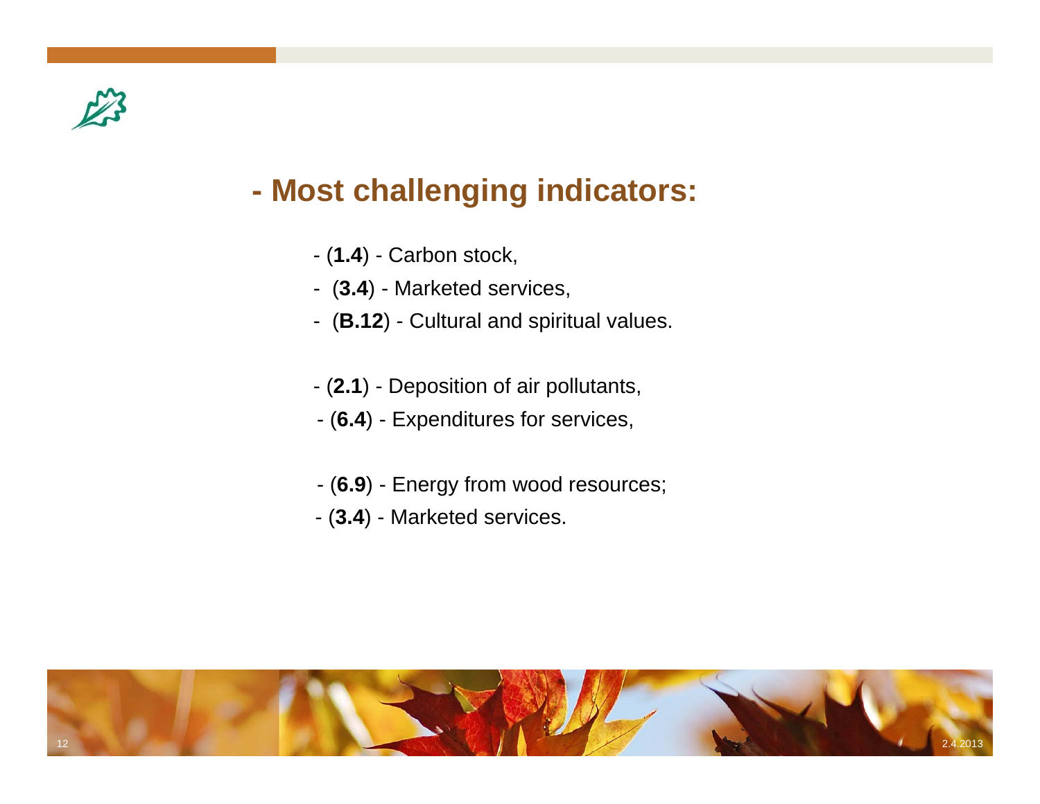## - Most challenging indicators:

- (**1.4**) - Carbon stock,
- (**3.4**) - Marketed services,
- (**B.12**) - Cultural and spiritual values.

- (**2.1**) - Deposition of air pollutants,
- (**6.4**) - Expenditures for services,

- (**6.9**) - Energy from wood resources;
- (**3.4**) - Marketed services.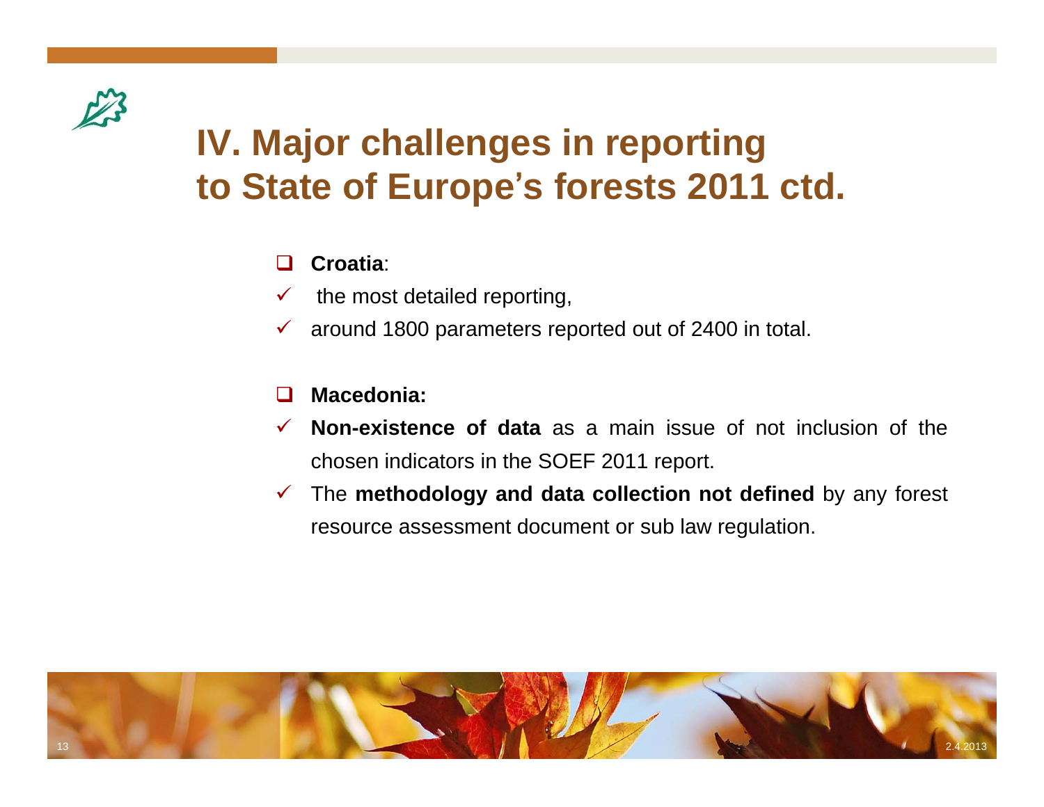# IV. Major challenges in reporting to State of Europe's forests 2011 ctd.

- **Croatia**:
  - the most detailed reporting,
  - around 1800 parameters reported out of 2400 in total.

- **Macedonia:**
  - **Non-existence of data** as a main issue of not inclusion of the chosen indicators in the SOEF 2011 report.
  - The **methodology and data collection not defined** by any forest resource assessment document or sub law regulation.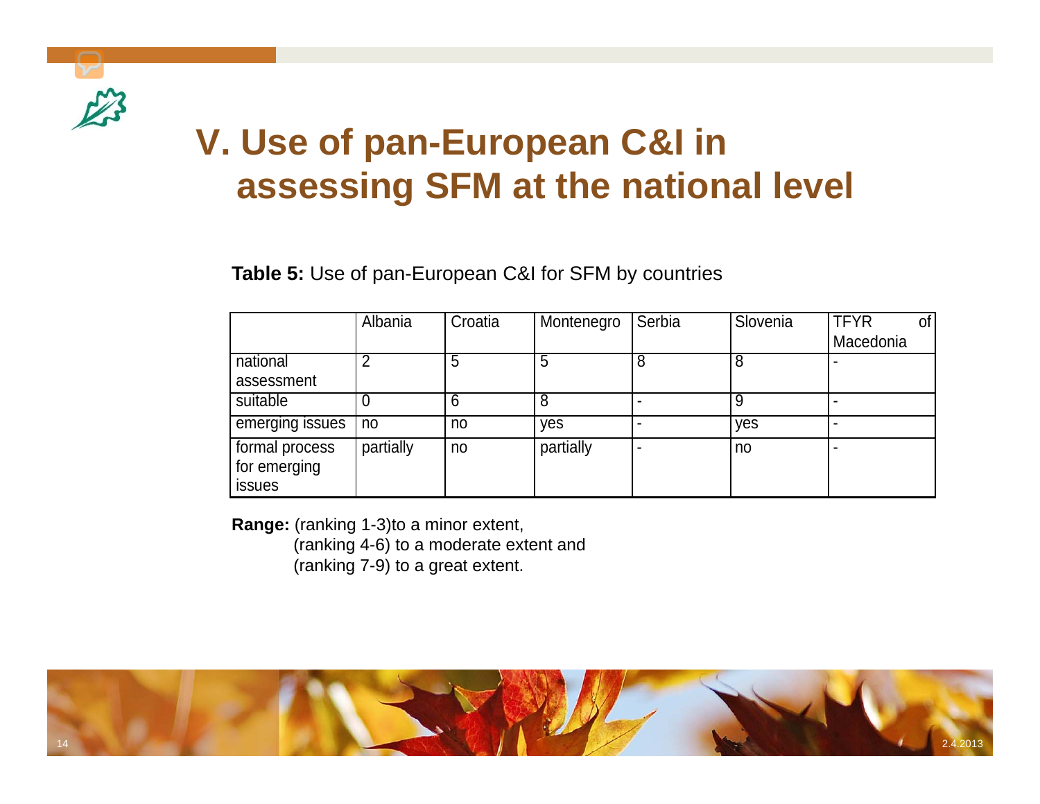# V. Use of pan-European C&I in assessing SFM at the national level

**Table 5:** Use of pan-European C&I for SFM by countries

| | Albania | Croatia | Montenegro | Serbia | Slovenia | TFYR of Macedonia |
|---|---|---|---|---|---|---|
| national assessment | 2 | 5 | 5 | 8 | 8 | - |
| suitable | 0 | 6 | 8 | - | 9 | - |
| emerging issues | no | no | yes | - | yes | - |
| formal process for emerging issues | partially | no | partially | - | no | - |

**Range:** (ranking 1-3)to a minor extent,
(ranking 4-6) to a moderate extent and
(ranking 7-9) to a great extent.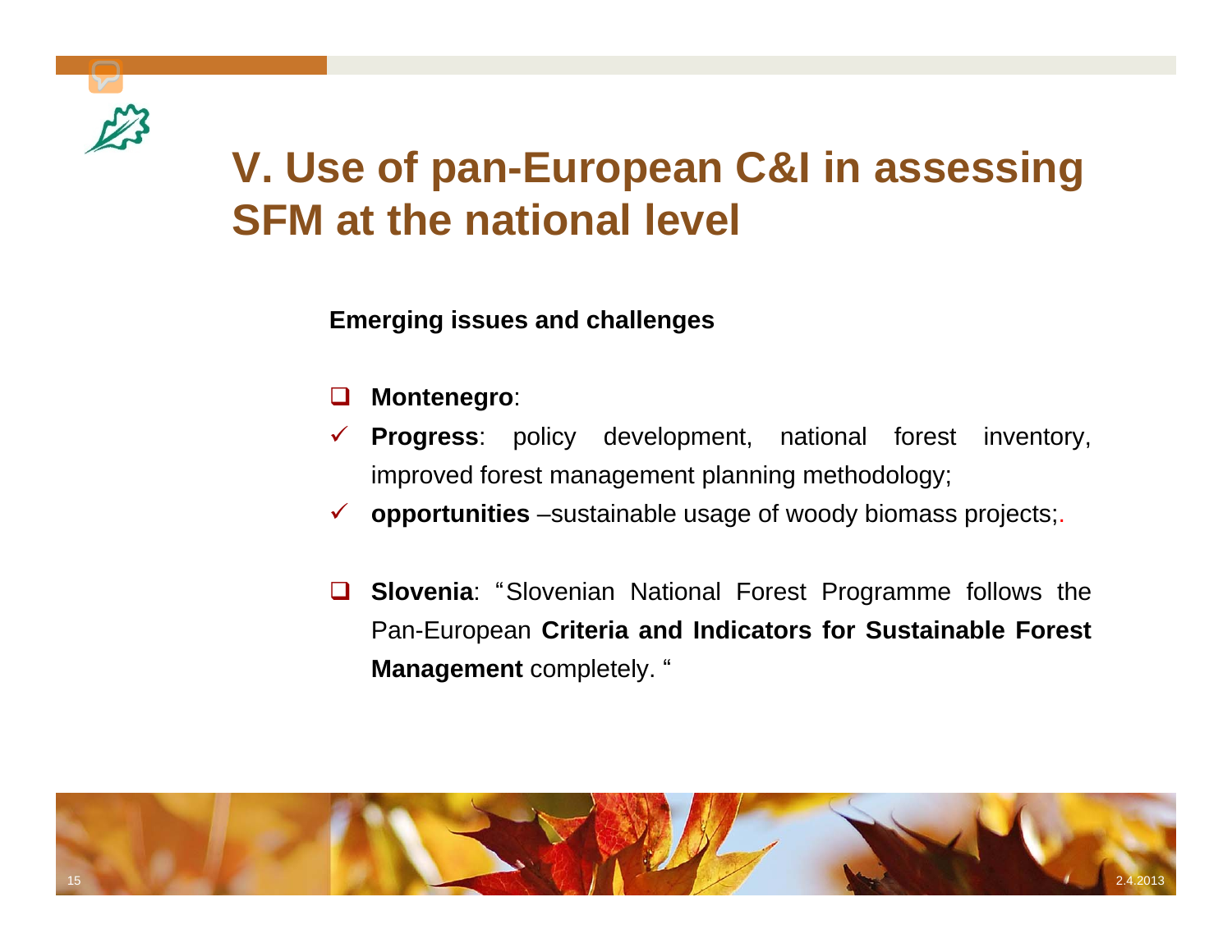# V. Use of pan-European C&I in assessing SFM at the national level

**Emerging issues and challenges**

- **Montenegro**:
  - **Progress**: policy development, national forest inventory, improved forest management planning methodology;
  - **opportunities** –sustainable usage of woody biomass projects;.
- **Slovenia**: "Slovenian National Forest Programme follows the Pan-European **Criteria and Indicators for Sustainable Forest Management** completely. "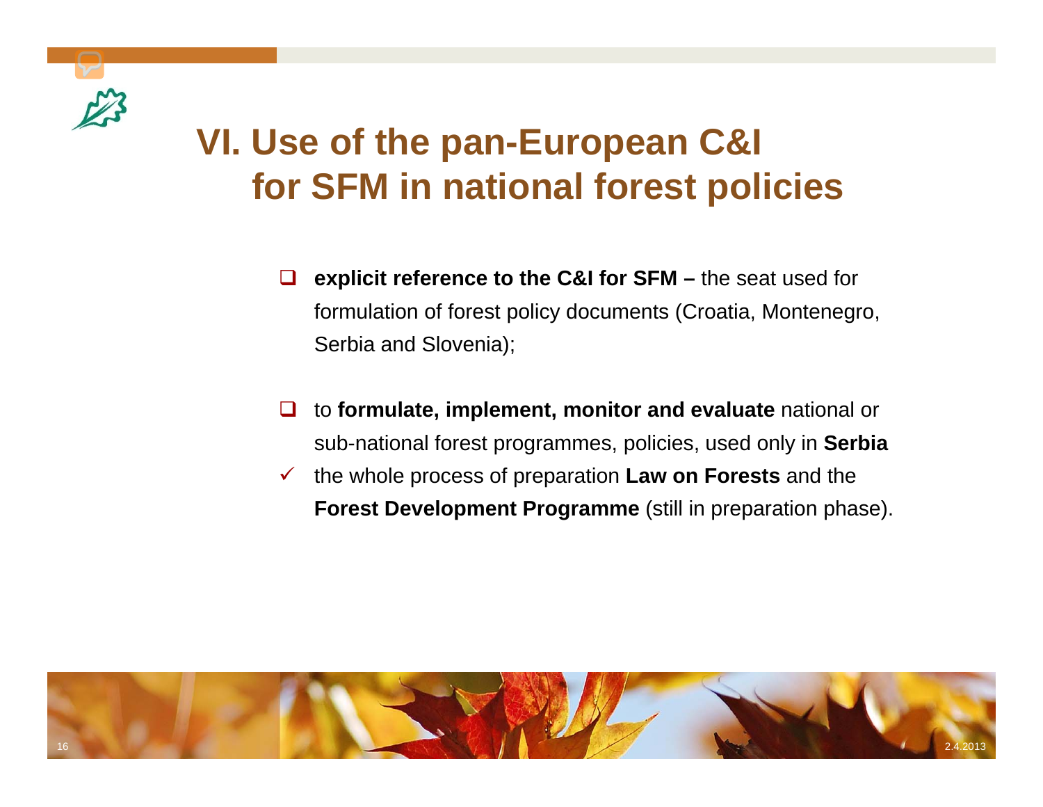# VI. Use of the pan-European C&I for SFM in national forest policies

- **explicit reference to the C&I for SFM –** the seat used for formulation of forest policy documents (Croatia, Montenegro, Serbia and Slovenia);

- to **formulate, implement, monitor and evaluate** national or sub-national forest programmes, policies, used only in **Serbia**
- ✓ the whole process of preparation **Law on Forests** and the **Forest Development Programme** (still in preparation phase).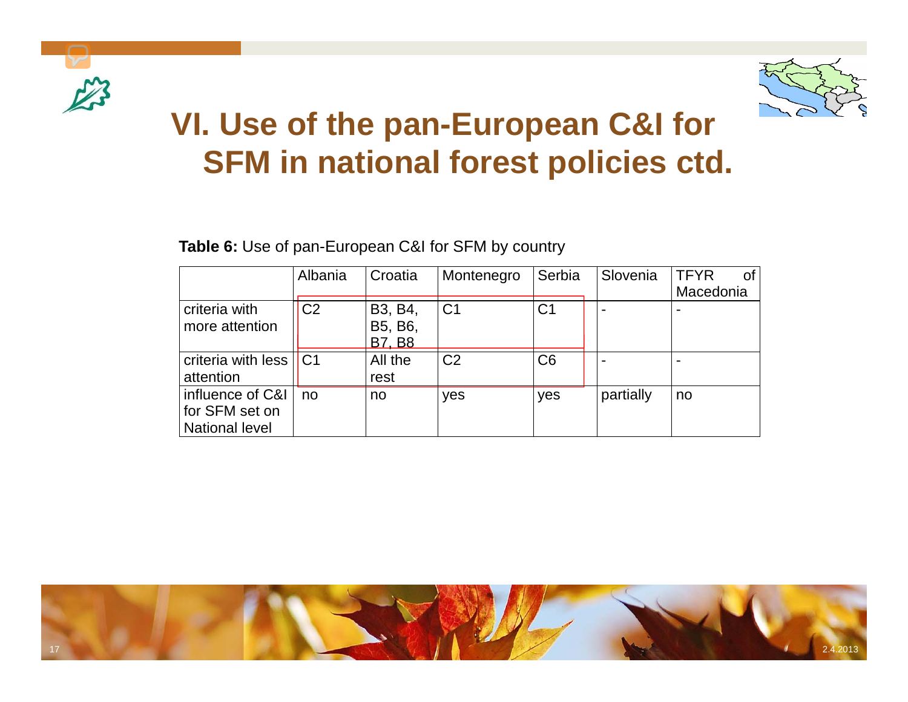# VI. Use of the pan-European C&I for SFM in national forest policies ctd.

**Table 6:** Use of pan-European C&I for SFM by country

| | Albania | Croatia | Montenegro | Serbia | Slovenia | TFYR of Macedonia |
|---|---|---|---|---|---|---|
| criteria with more attention | C2 | B3, B4, B5, B6, B7, B8 | C1 | C1 | - | - |
| criteria with less attention | C1 | All the rest | C2 | C6 | - | - |
| influence of C&I for SFM set on National level | no | no | yes | yes | partially | no |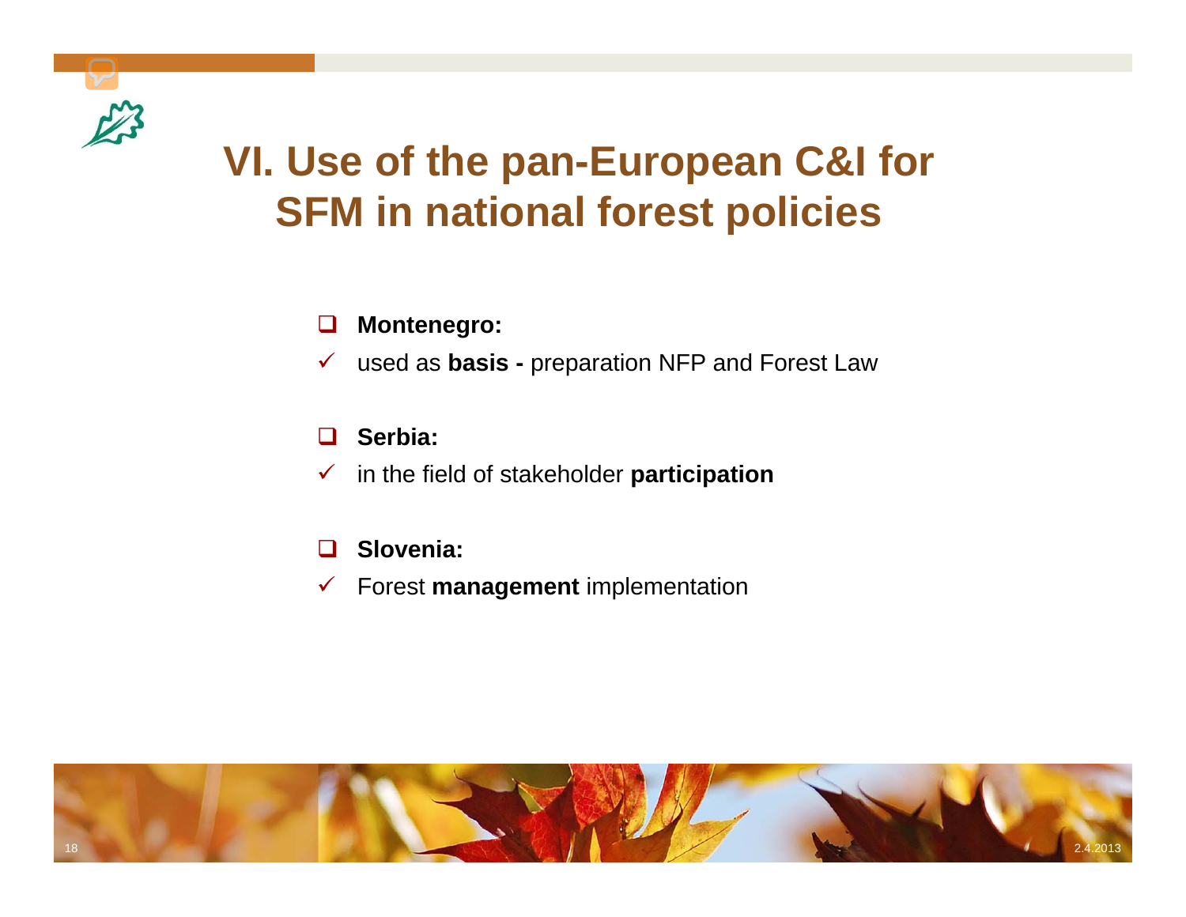# VI. Use of the pan-European C&I for SFM in national forest policies

- **Montenegro:**
  - used as **basis -** preparation NFP and Forest Law
- **Serbia:**
  - in the field of stakeholder **participation**
- **Slovenia:**
  - Forest **management** implementation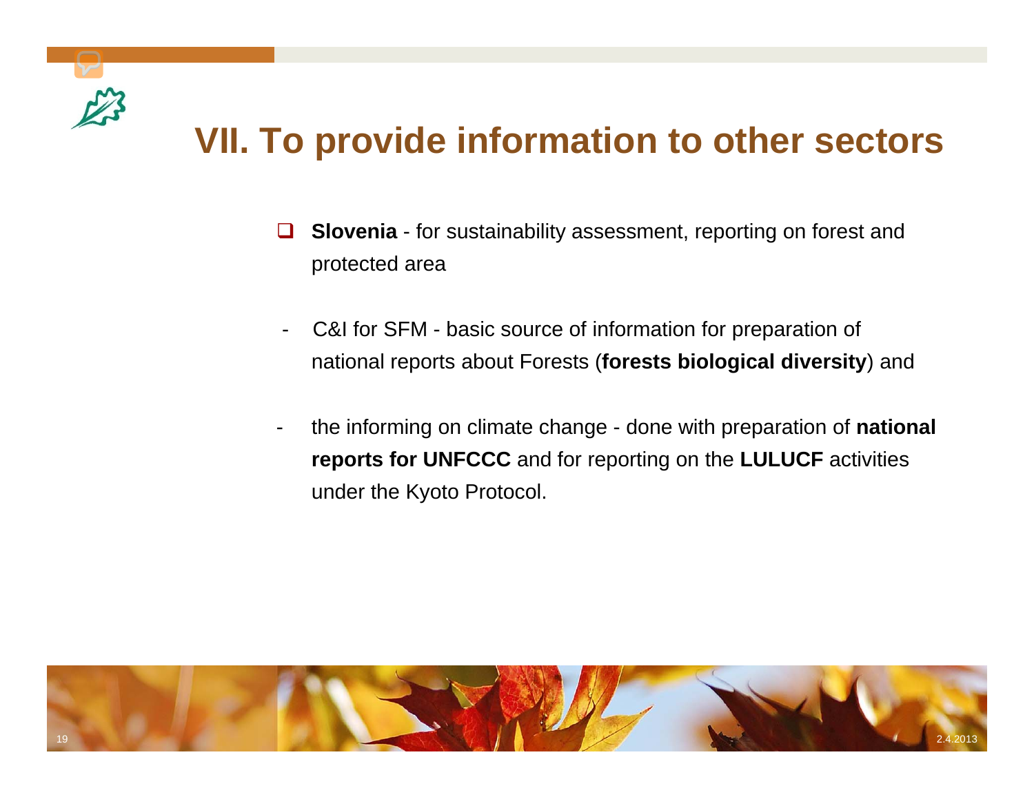# VII. To provide information to other sectors

- **Slovenia** - for sustainability assessment, reporting on forest and protected area

- C&I for SFM - basic source of information for preparation of national reports about Forests (**forests biological diversity**) and

- the informing on climate change - done with preparation of **national reports for UNFCCC** and for reporting on the **LULUCF** activities under the Kyoto Protocol.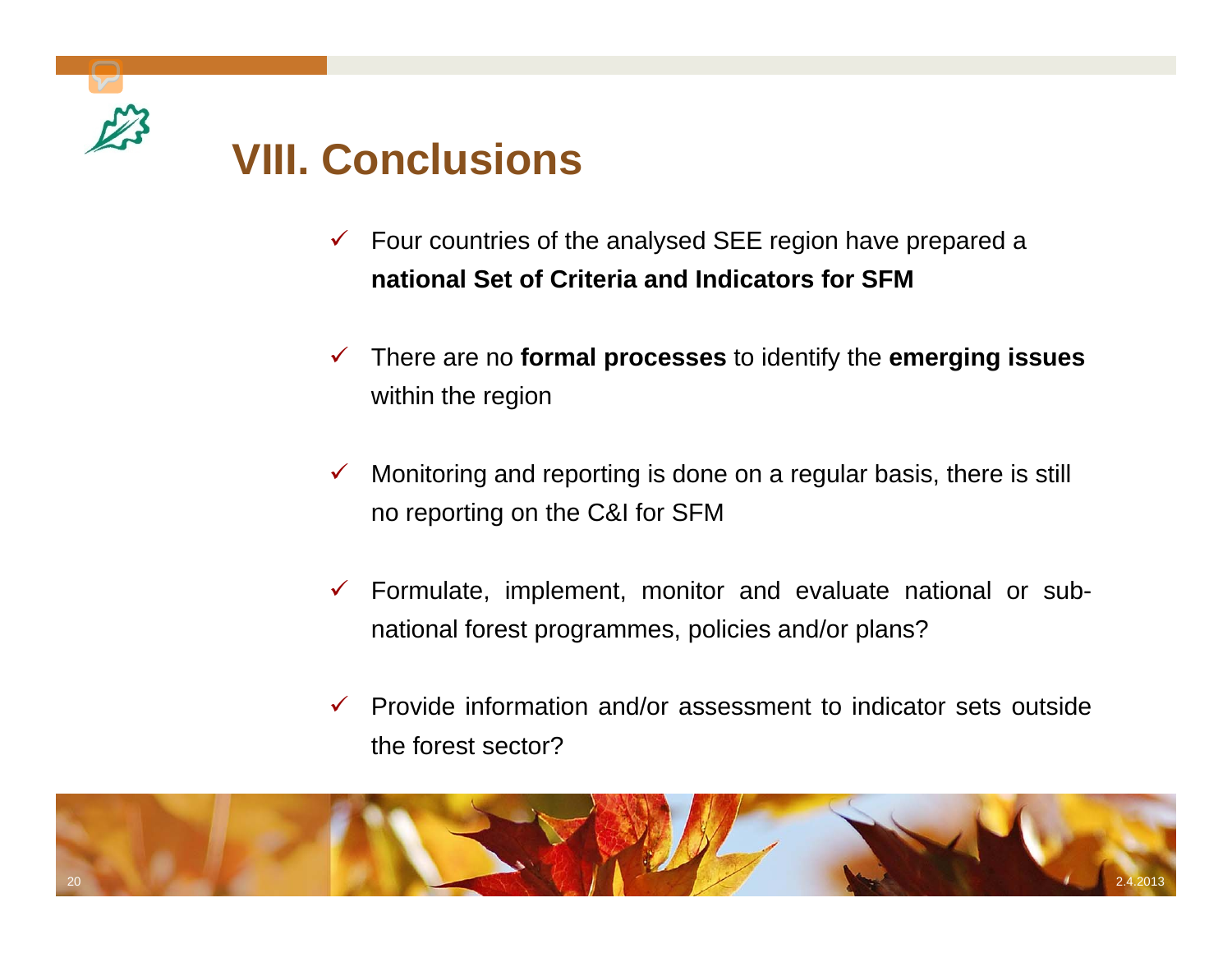# VIII. Conclusions

- ✓ Four countries of the analysed SEE region have prepared a **national Set of Criteria and Indicators for SFM**
- ✓ There are no **formal processes** to identify the **emerging issues** within the region
- ✓ Monitoring and reporting is done on a regular basis, there is still no reporting on the C&I for SFM
- ✓ Formulate, implement, monitor and evaluate national or sub-national forest programmes, policies and/or plans?
- ✓ Provide information and/or assessment to indicator sets outside the forest sector?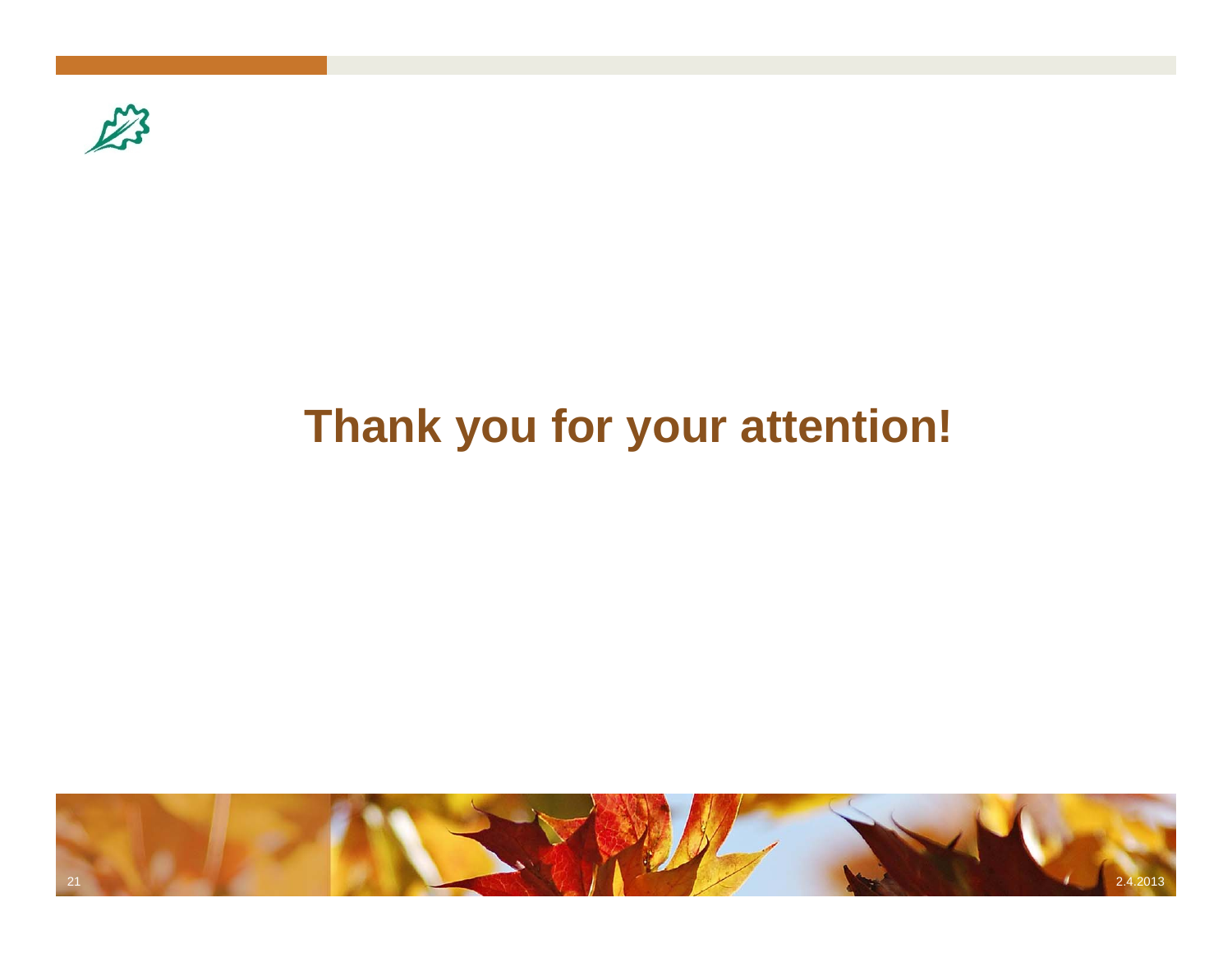# Thank you for your attention!